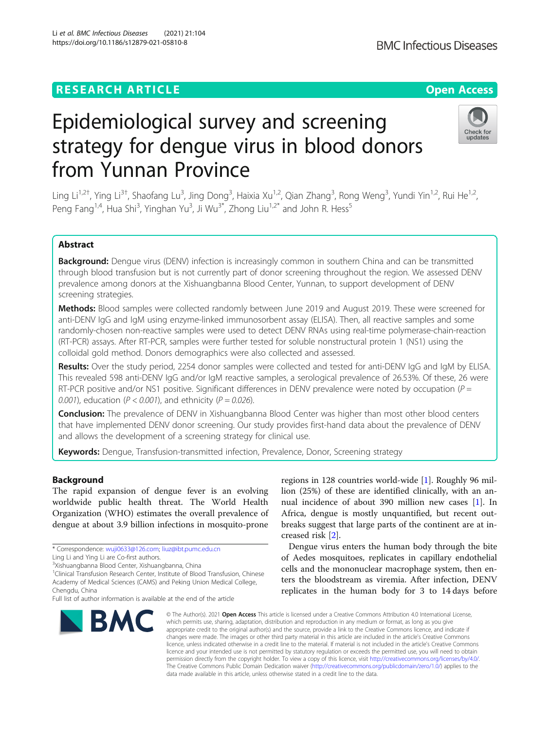RESEARCH ARTICLE

Open Access

# Epidemiological survey and screening strategy for dengue virus in blood donors from Yunnan Province

Ling Li[1,2†], Ying Li[3†], Shaofang Lu[3], Jing Dong[3], Haixia Xu[1,2], Qian Zhang[3], Rong Weng[3], Yundi Yin[1,2], Rui He[1,2], Peng Fang[1,4], Hua Shi[3], Yinghan Yu[3], Ji Wu[3*], Zhong Liu[1,2*] and John R. Hess[5]

## Abstract

**Background:** Dengue virus (DENV) infection is increasingly common in southern China and can be transmitted through blood transfusion but is not currently part of donor screening throughout the region. We assessed DENV prevalence among donors at the Xishuangbanna Blood Center, Yunnan, to support development of DENV screening strategies.

**Methods:** Blood samples were collected randomly between June 2019 and August 2019. These were screened for anti-DENV IgG and IgM using enzyme-linked immunosorbent assay (ELISA). Then, all reactive samples and some randomly-chosen non-reactive samples were used to detect DENV RNAs using real-time polymerase-chain-reaction (RT-PCR) assays. After RT-PCR, samples were further tested for soluble nonstructural protein 1 (NS1) using the colloidal gold method. Donors demographics were also collected and assessed.

**Results:** Over the study period, 2254 donor samples were collected and tested for anti-DENV IgG and IgM by ELISA. This revealed 598 anti-DENV IgG and/or IgM reactive samples, a serological prevalence of 26.53%. Of these, 26 were RT-PCR positive and/or NS1 positive. Significant differences in DENV prevalence were noted by occupation (*P = 0.001*), education (*P < 0.001*), and ethnicity (*P = 0.026*).

**Conclusion:** The prevalence of DENV in Xishuangbanna Blood Center was higher than most other blood centers that have implemented DENV donor screening. Our study provides first-hand data about the prevalence of DENV and allows the development of a screening strategy for clinical use.

**Keywords:** Dengue, Transfusion-transmitted infection, Prevalence, Donor, Screening strategy

## Background

The rapid expansion of dengue fever is an evolving worldwide public health threat. The World Health Organization (WHO) estimates the overall prevalence of dengue at about 3.9 billion infections in mosquito-prone regions in 128 countries world-wide [1]. Roughly 96 million (25%) of these are identified clinically, with an annual incidence of about 390 million new cases [1]. In Africa, dengue is mostly unquantified, but recent outbreaks suggest that large parts of the continent are at increased risk [2].

Dengue virus enters the human body through the bite of Aedes mosquitoes, replicates in capillary endothelial cells and the mononuclear macrophage system, then enters the bloodstream as viremia. After infection, DENV replicates in the human body for 3 to 14 days before

\* Correspondence: wuji0633@126.com; liuz@ibt.pumc.edu.cn

Ling Li and Ying Li are Co-first authors.

[3]Xishuangbanna Blood Center, Xishuangbanna, China

[1]Clinical Transfusion Research Center, Institute of Blood Transfusion, Chinese Academy of Medical Sciences (CAMS) and Peking Union Medical College, Chengdu, China

Full list of author information is available at the end of the article

© The Author(s). 2021 **Open Access** This article is licensed under a Creative Commons Attribution 4.0 International License, which permits use, sharing, adaptation, distribution and reproduction in any medium or format, as long as you give appropriate credit to the original author(s) and the source, provide a link to the Creative Commons licence, and indicate if changes were made. The images or other third party material in this article are included in the article's Creative Commons licence, unless indicated otherwise in a credit line to the material. If material is not included in the article's Creative Commons licence and your intended use is not permitted by statutory regulation or exceeds the permitted use, you will need to obtain permission directly from the copyright holder. To view a copy of this licence, visit http://creativecommons.org/licenses/by/4.0/. The Creative Commons Public Domain Dedication waiver (http://creativecommons.org/publicdomain/zero/1.0/) applies to the data made available in this article, unless otherwise stated in a credit line to the data.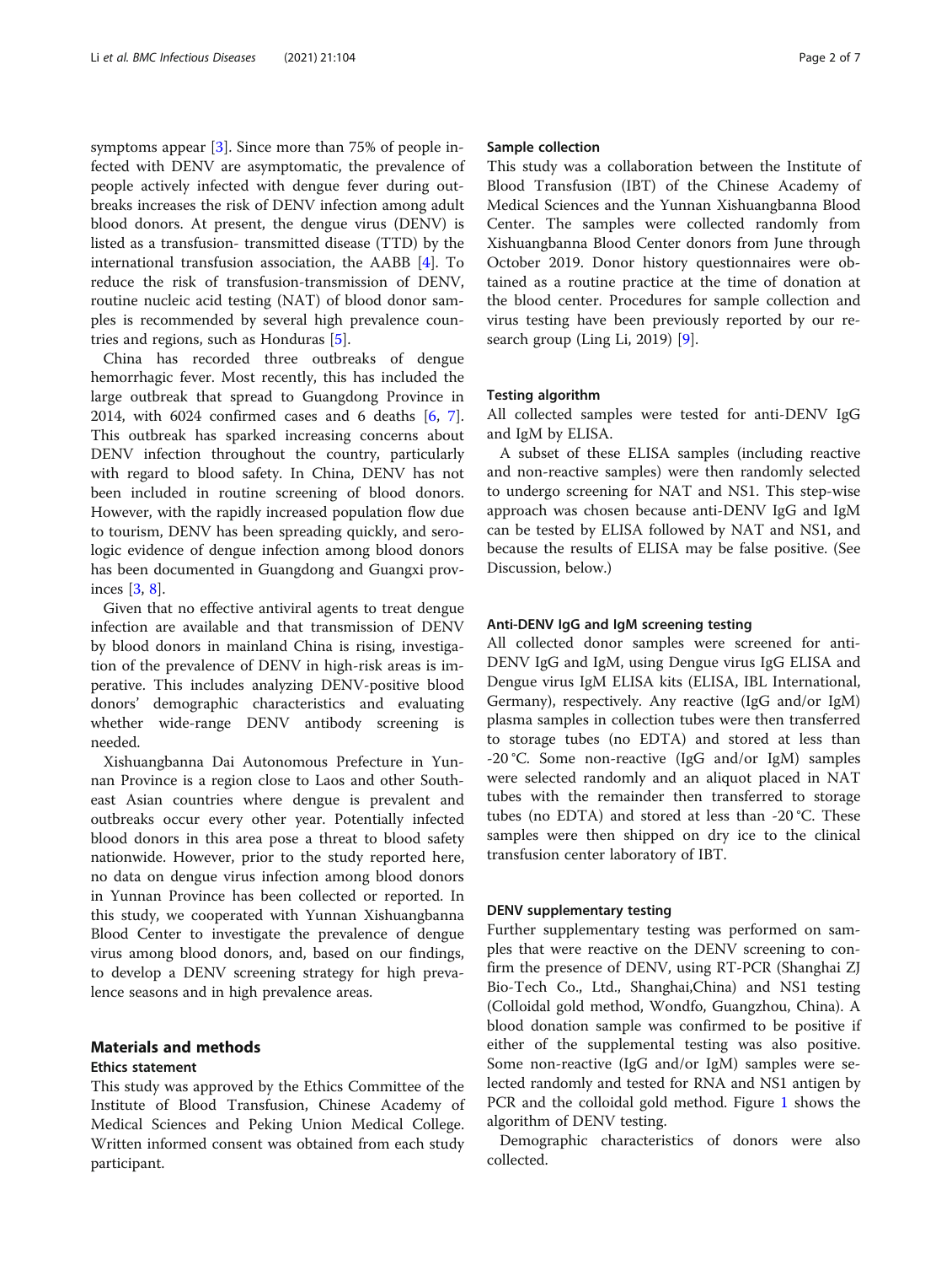symptoms appear [3]. Since more than 75% of people infected with DENV are asymptomatic, the prevalence of people actively infected with dengue fever during outbreaks increases the risk of DENV infection among adult blood donors. At present, the dengue virus (DENV) is listed as a transfusion- transmitted disease (TTD) by the international transfusion association, the AABB [4]. To reduce the risk of transfusion-transmission of DENV, routine nucleic acid testing (NAT) of blood donor samples is recommended by several high prevalence countries and regions, such as Honduras [5].

China has recorded three outbreaks of dengue hemorrhagic fever. Most recently, this has included the large outbreak that spread to Guangdong Province in 2014, with 6024 confirmed cases and 6 deaths [6, 7]. This outbreak has sparked increasing concerns about DENV infection throughout the country, particularly with regard to blood safety. In China, DENV has not been included in routine screening of blood donors. However, with the rapidly increased population flow due to tourism, DENV has been spreading quickly, and serologic evidence of dengue infection among blood donors has been documented in Guangdong and Guangxi provinces [3, 8].

Given that no effective antiviral agents to treat dengue infection are available and that transmission of DENV by blood donors in mainland China is rising, investigation of the prevalence of DENV in high-risk areas is imperative. This includes analyzing DENV-positive blood donors' demographic characteristics and evaluating whether wide-range DENV antibody screening is needed.

Xishuangbanna Dai Autonomous Prefecture in Yunnan Province is a region close to Laos and other Southeast Asian countries where dengue is prevalent and outbreaks occur every other year. Potentially infected blood donors in this area pose a threat to blood safety nationwide. However, prior to the study reported here, no data on dengue virus infection among blood donors in Yunnan Province has been collected or reported. In this study, we cooperated with Yunnan Xishuangbanna Blood Center to investigate the prevalence of dengue virus among blood donors, and, based on our findings, to develop a DENV screening strategy for high prevalence seasons and in high prevalence areas.

## Materials and methods

### Ethics statement

This study was approved by the Ethics Committee of the Institute of Blood Transfusion, Chinese Academy of Medical Sciences and Peking Union Medical College. Written informed consent was obtained from each study participant.

### Sample collection

This study was a collaboration between the Institute of Blood Transfusion (IBT) of the Chinese Academy of Medical Sciences and the Yunnan Xishuangbanna Blood Center. The samples were collected randomly from Xishuangbanna Blood Center donors from June through October 2019. Donor history questionnaires were obtained as a routine practice at the time of donation at the blood center. Procedures for sample collection and virus testing have been previously reported by our research group (Ling Li, 2019) [9].

### Testing algorithm

All collected samples were tested for anti-DENV IgG and IgM by ELISA.

A subset of these ELISA samples (including reactive and non-reactive samples) were then randomly selected to undergo screening for NAT and NS1. This step-wise approach was chosen because anti-DENV IgG and IgM can be tested by ELISA followed by NAT and NS1, and because the results of ELISA may be false positive. (See Discussion, below.)

### Anti-DENV IgG and IgM screening testing

All collected donor samples were screened for anti-DENV IgG and IgM, using Dengue virus IgG ELISA and Dengue virus IgM ELISA kits (ELISA, IBL International, Germany), respectively. Any reactive (IgG and/or IgM) plasma samples in collection tubes were then transferred to storage tubes (no EDTA) and stored at less than -20 °C. Some non-reactive (IgG and/or IgM) samples were selected randomly and an aliquot placed in NAT tubes with the remainder then transferred to storage tubes (no EDTA) and stored at less than -20 °C. These samples were then shipped on dry ice to the clinical transfusion center laboratory of IBT.

### DENV supplementary testing

Further supplementary testing was performed on samples that were reactive on the DENV screening to confirm the presence of DENV, using RT-PCR (Shanghai ZJ Bio-Tech Co., Ltd., Shanghai,China) and NS1 testing (Colloidal gold method, Wondfo, Guangzhou, China). A blood donation sample was confirmed to be positive if either of the supplemental testing was also positive. Some non-reactive (IgG and/or IgM) samples were selected randomly and tested for RNA and NS1 antigen by PCR and the colloidal gold method. Figure 1 shows the algorithm of DENV testing.

Demographic characteristics of donors were also collected.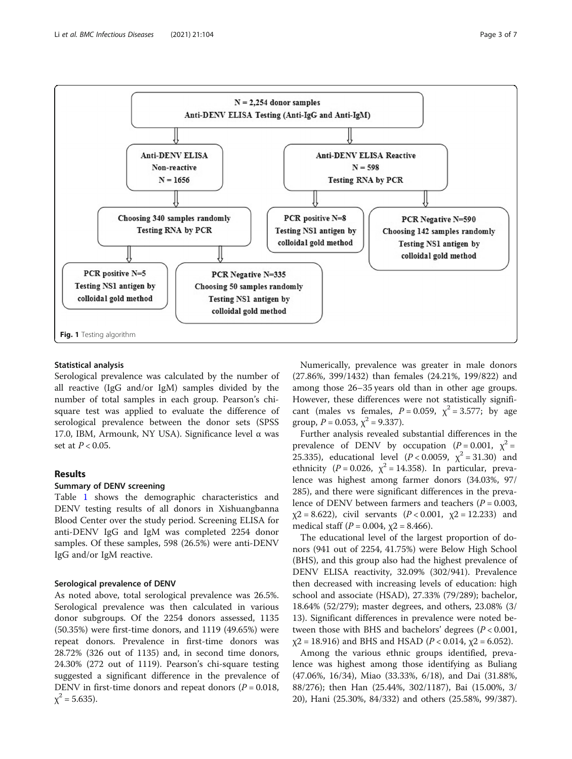N = 2,254 donor samples
Anti-DENV ELISA Testing (Anti-IgG and Anti-IgM)

Anti-DENV ELISA Non-reactive N = 1656 → Choosing 340 samples randomly, Testing RNA by PCR → PCR positive N=5, Testing NS1 antigen by colloidal gold method; PCR Negative N=335, Choosing 50 samples randomly, Testing NS1 antigen by colloidal gold method

Anti-DENV ELISA Reactive N = 598, Testing RNA by PCR → PCR positive N=8, Testing NS1 antigen by colloidal gold method; PCR Negative N=590, Choosing 142 samples randomly, Testing NS1 antigen by colloidal gold method

**Fig. 1** Testing algorithm

### Statistical analysis

Serological prevalence was calculated by the number of all reactive (IgG and/or IgM) samples divided by the number of total samples in each group. Pearson's chi-square test was applied to evaluate the difference of serological prevalence between the donor sets (SPSS 17.0, IBM, Armounk, NY USA). Significance level α was set at $P < 0.05$.

## Results

### Summary of DENV screening

Table 1 shows the demographic characteristics and DENV testing results of all donors in Xishuangbanna Blood Center over the study period. Screening ELISA for anti-DENV IgG and IgM was completed 2254 donor samples. Of these samples, 598 (26.5%) were anti-DENV IgG and/or IgM reactive.

### Serological prevalence of DENV

As noted above, total serological prevalence was 26.5%. Serological prevalence was then calculated in various donor subgroups. Of the 2254 donors assessed, 1135 (50.35%) were first-time donors, and 1119 (49.65%) were repeat donors. Prevalence in first-time donors was 28.72% (326 out of 1135) and, in second time donors, 24.30% (272 out of 1119). Pearson's chi-square testing suggested a significant difference in the prevalence of DENV in first-time donors and repeat donors ($P = 0.018$, $\chi^2 = 5.635$).

Numerically, prevalence was greater in male donors (27.86%, 399/1432) than females (24.21%, 199/822) and among those 26–35 years old than in other age groups. However, these differences were not statistically significant (males vs females, $P = 0.059$, $\chi^2 = 3.577$; by age group, $P = 0.053$, $\chi^2 = 9.337$).

Further analysis revealed substantial differences in the prevalence of DENV by occupation ($P = 0.001$, $\chi^2 = 25.335$), educational level ($P < 0.0059$, $\chi^2 = 31.30$) and ethnicity ($P = 0.026$, $\chi^2 = 14.358$). In particular, prevalence was highest among farmer donors (34.03%, 97/285), and there were significant differences in the prevalence of DENV between farmers and teachers ($P = 0.003$, $\chi^2 = 8.622$), civil servants ($P < 0.001$, $\chi^2 = 12.233$) and medical staff ($P = 0.004$, $\chi^2 = 8.466$).

The educational level of the largest proportion of donors (941 out of 2254, 41.75%) were Below High School (BHS), and this group also had the highest prevalence of DENV ELISA reactivity, 32.09% (302/941). Prevalence then decreased with increasing levels of education: high school and associate (HSAD), 27.33% (79/289); bachelor, 18.64% (52/279); master degrees, and others, 23.08% (3/13). Significant differences in prevalence were noted between those with BHS and bachelors' degrees ($P < 0.001$, $\chi^2 = 18.916$) and BHS and HSAD ($P < 0.014$, $\chi^2 = 6.052$).

Among the various ethnic groups identified, prevalence was highest among those identifying as Buliang (47.06%, 16/34), Miao (33.33%, 6/18), and Dai (31.88%, 88/276); then Han (25.44%, 302/1187), Bai (15.00%, 3/20), Hani (25.30%, 84/332) and others (25.58%, 99/387).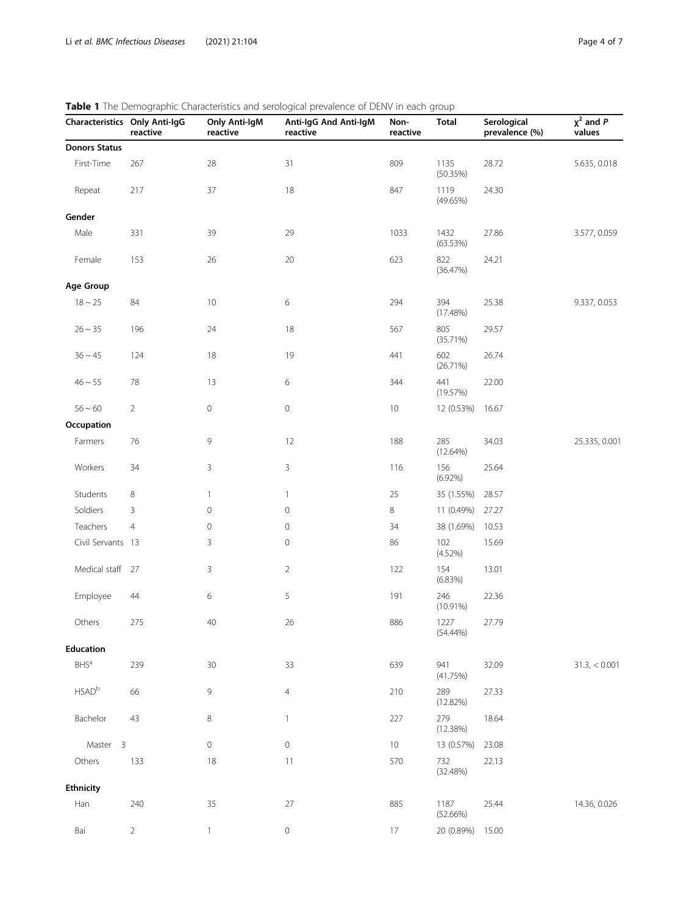**Table 1** The Demographic Characteristics and serological prevalence of DENV in each group

| Characteristics | Only Anti-IgG reactive | Only Anti-IgM reactive | Anti-IgG And Anti-IgM reactive | Non-reactive | Total | Serological prevalence (%) | $\chi^2$ and *P* values |
|---|---|---|---|---|---|---|---|
| **Donors Status** | | | | | | | |
| First-Time | 267 | 28 | 31 | 809 | 1135 (50.35%) | 28.72 | 5.635, 0.018 |
| Repeat | 217 | 37 | 18 | 847 | 1119 (49.65%) | 24.30 | |
| **Gender** | | | | | | | |
| Male | 331 | 39 | 29 | 1033 | 1432 (63.53%) | 27.86 | 3.577, 0.059 |
| Female | 153 | 26 | 20 | 623 | 822 (36.47%) | 24.21 | |
| **Age Group** | | | | | | | |
| 18 ~ 25 | 84 | 10 | 6 | 294 | 394 (17.48%) | 25.38 | 9.337, 0.053 |
| 26 ~ 35 | 196 | 24 | 18 | 567 | 805 (35.71%) | 29.57 | |
| 36 ~ 45 | 124 | 18 | 19 | 441 | 602 (26.71%) | 26.74 | |
| 46 ~ 55 | 78 | 13 | 6 | 344 | 441 (19.57%) | 22.00 | |
| 56 ~ 60 | 2 | 0 | 0 | 10 | 12 (0.53%) | 16.67 | |
| **Occupation** | | | | | | | |
| Farmers | 76 | 9 | 12 | 188 | 285 (12.64%) | 34.03 | 25.335, 0.001 |
| Workers | 34 | 3 | 3 | 116 | 156 (6.92%) | 25.64 | |
| Students | 8 | 1 | 1 | 25 | 35 (1.55%) | 28.57 | |
| Soldiers | 3 | 0 | 0 | 8 | 11 (0.49%) | 27.27 | |
| Teachers | 4 | 0 | 0 | 34 | 38 (1.69%) | 10.53 | |
| Civil Servants | 13 | 3 | 0 | 86 | 102 (4.52%) | 15.69 | |
| Medical staff | 27 | 3 | 2 | 122 | 154 (6.83%) | 13.01 | |
| Employee | 44 | 6 | 5 | 191 | 246 (10.91%) | 22.36 | |
| Others | 275 | 40 | 26 | 886 | 1227 (54.44%) | 27.79 | |
| **Education** | | | | | | | |
| BHS[a] | 239 | 30 | 33 | 639 | 941 (41.75%) | 32.09 | 31.3, < 0.001 |
| HSAD[b] | 66 | 9 | 4 | 210 | 289 (12.82%) | 27.33 | |
| Bachelor | 43 | 8 | 1 | 227 | 279 (12.38%) | 18.64 | |
| Master | 3 | 0 | 0 | 10 | 13 (0.57%) | 23.08 | |
| Others | 133 | 18 | 11 | 570 | 732 (32.48%) | 22.13 | |
| **Ethnicity** | | | | | | | |
| Han | 240 | 35 | 27 | 885 | 1187 (52.66%) | 25.44 | 14.36, 0.026 |
| Bai | 2 | 1 | 0 | 17 | 20 (0.89%) | 15.00 | |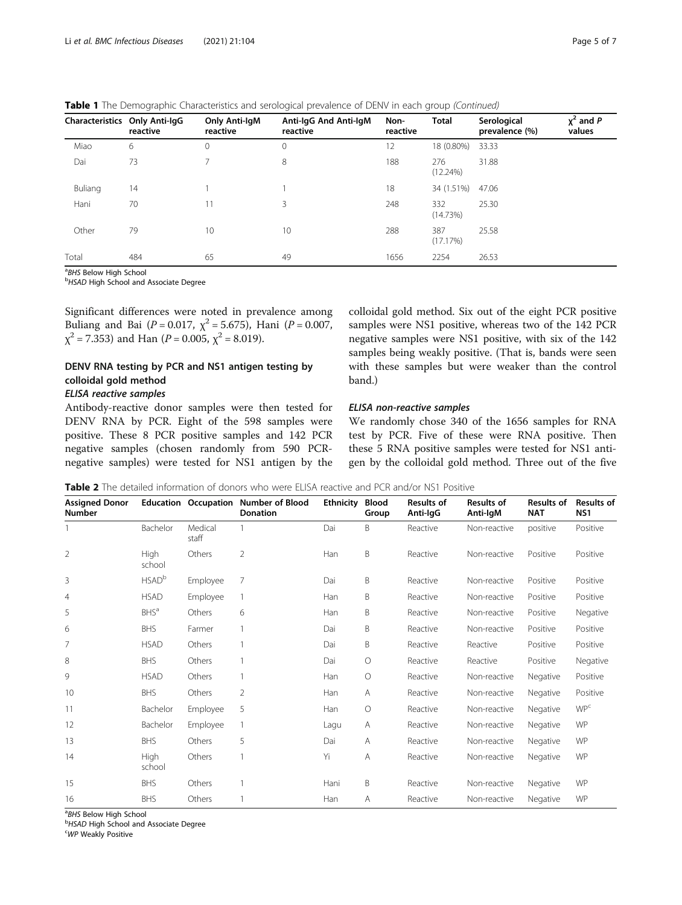**Table 1** The Demographic Characteristics and serological prevalence of DENV in each group *(Continued)*

| Characteristics | Only Anti-IgG reactive | Only Anti-IgM reactive | Anti-IgG And Anti-IgM reactive | Non-reactive | Total | Serological prevalence (%) | $\chi^2$ and *P* values |
|---|---|---|---|---|---|---|---|
| Miao | 6 | 0 | 0 | 12 | 18 (0.80%) | 33.33 | |
| Dai | 73 | 7 | 8 | 188 | 276 (12.24%) | 31.88 | |
| Buliang | 14 | 1 | 1 | 18 | 34 (1.51%) | 47.06 | |
| Hani | 70 | 11 | 3 | 248 | 332 (14.73%) | 25.30 | |
| Other | 79 | 10 | 10 | 288 | 387 (17.17%) | 25.58 | |
| Total | 484 | 65 | 49 | 1656 | 2254 | 26.53 | |

[a] *BHS* Below High School
[b] *HSAD* High School and Associate Degree

Significant differences were noted in prevalence among Buliang and Bai ($P = 0.017$, $\chi^2 = 5.675$), Hani ($P = 0.007$, $\chi^2 = 7.353$) and Han ($P = 0.005$, $\chi^2 = 8.019$).

## DENV RNA testing by PCR and NS1 antigen testing by colloidal gold method

### *ELISA reactive samples*

Antibody-reactive donor samples were then tested for DENV RNA by PCR. Eight of the 598 samples were positive. These 8 PCR positive samples and 142 PCR negative samples (chosen randomly from 590 PCR-negative samples) were tested for NS1 antigen by the colloidal gold method. Six out of the eight PCR positive samples were NS1 positive, whereas two of the 142 PCR negative samples were NS1 positive, with six of the 142 samples being weakly positive. (That is, bands were seen with these samples but were weaker than the control band.)

### *ELISA non-reactive samples*

We randomly chose 340 of the 1656 samples for RNA test by PCR. Five of these were RNA positive. Then these 5 RNA positive samples were tested for NS1 antigen by the colloidal gold method. Three out of the five

**Table 2** The detailed information of donors who were ELISA reactive and PCR and/or NS1 Positive

| Assigned Donor Number | Education | Occupation | Number of Blood Donation | Ethnicity | Blood Group | Results of Anti-IgG | Results of Anti-IgM | Results of NAT | Results of NS1 |
|---|---|---|---|---|---|---|---|---|---|
| 1 | Bachelor | Medical staff | 1 | Dai | B | Reactive | Non-reactive | positive | Positive |
| 2 | High school | Others | 2 | Han | B | Reactive | Non-reactive | Positive | Positive |
| 3 | HSAD[b] | Employee | 7 | Dai | B | Reactive | Non-reactive | Positive | Positive |
| 4 | HSAD | Employee | 1 | Han | B | Reactive | Non-reactive | Positive | Positive |
| 5 | BHS[a] | Others | 6 | Han | B | Reactive | Non-reactive | Positive | Negative |
| 6 | BHS | Farmer | 1 | Dai | B | Reactive | Non-reactive | Positive | Positive |
| 7 | HSAD | Others | 1 | Dai | B | Reactive | Reactive | Positive | Positive |
| 8 | BHS | Others | 1 | Dai | O | Reactive | Reactive | Positive | Negative |
| 9 | HSAD | Others | 1 | Han | O | Reactive | Non-reactive | Negative | Positive |
| 10 | BHS | Others | 2 | Han | A | Reactive | Non-reactive | Negative | Positive |
| 11 | Bachelor | Employee | 5 | Han | O | Reactive | Non-reactive | Negative | WP[c] |
| 12 | Bachelor | Employee | 1 | Lagu | A | Reactive | Non-reactive | Negative | WP |
| 13 | BHS | Others | 5 | Dai | A | Reactive | Non-reactive | Negative | WP |
| 14 | High school | Others | 1 | Yi | A | Reactive | Non-reactive | Negative | WP |
| 15 | BHS | Others | 1 | Hani | B | Reactive | Non-reactive | Negative | WP |
| 16 | BHS | Others | 1 | Han | A | Reactive | Non-reactive | Negative | WP |

[a] *BHS* Below High School
[b] *HSAD* High School and Associate Degree
[c] *WP* Weakly Positive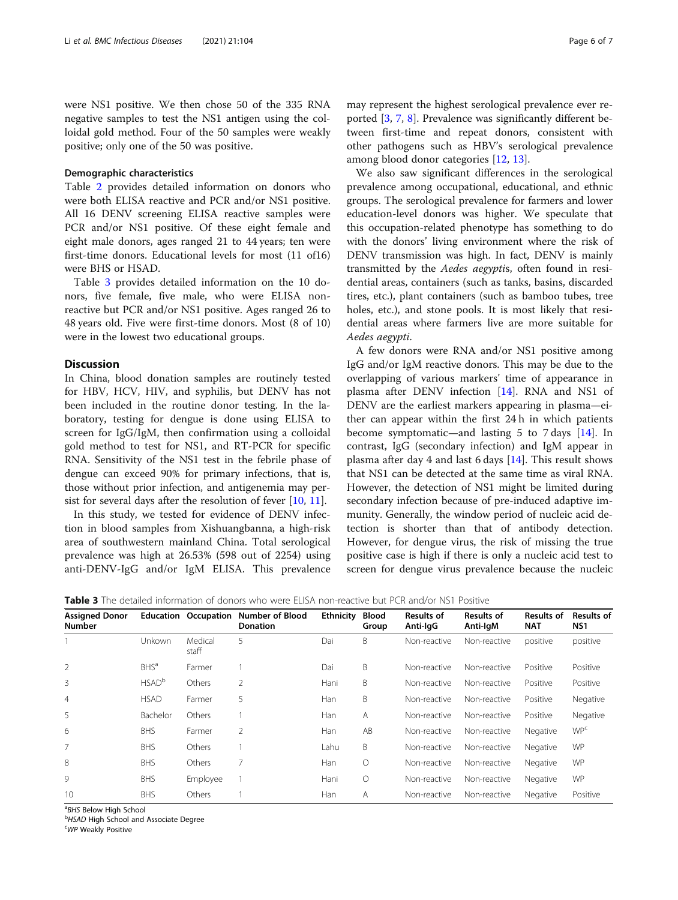were NS1 positive. We then chose 50 of the 335 RNA negative samples to test the NS1 antigen using the colloidal gold method. Four of the 50 samples were weakly positive; only one of the 50 was positive.

#### Demographic characteristics

Table 2 provides detailed information on donors who were both ELISA reactive and PCR and/or NS1 positive. All 16 DENV screening ELISA reactive samples were PCR and/or NS1 positive. Of these eight female and eight male donors, ages ranged 21 to 44 years; ten were first-time donors. Educational levels for most (11 of16) were BHS or HSAD.

Table 3 provides detailed information on the 10 donors, five female, five male, who were ELISA nonreactive but PCR and/or NS1 positive. Ages ranged 26 to 48 years old. Five were first-time donors. Most (8 of 10) were in the lowest two educational groups.

## Discussion

In China, blood donation samples are routinely tested for HBV, HCV, HIV, and syphilis, but DENV has not been included in the routine donor testing. In the laboratory, testing for dengue is done using ELISA to screen for IgG/IgM, then confirmation using a colloidal gold method to test for NS1, and RT-PCR for specific RNA. Sensitivity of the NS1 test in the febrile phase of dengue can exceed 90% for primary infections, that is, those without prior infection, and antigenemia may persist for several days after the resolution of fever [10, 11].

In this study, we tested for evidence of DENV infection in blood samples from Xishuangbanna, a high-risk area of southwestern mainland China. Total serological prevalence was high at 26.53% (598 out of 2254) using anti-DENV-IgG and/or IgM ELISA. This prevalence may represent the highest serological prevalence ever reported [3, 7, 8]. Prevalence was significantly different between first-time and repeat donors, consistent with other pathogens such as HBV's serological prevalence among blood donor categories [12, 13].

We also saw significant differences in the serological prevalence among occupational, educational, and ethnic groups. The serological prevalence for farmers and lower education-level donors was higher. We speculate that this occupation-related phenotype has something to do with the donors' living environment where the risk of DENV transmission was high. In fact, DENV is mainly transmitted by the *Aedes aegypti*s, often found in residential areas, containers (such as tanks, basins, discarded tires, etc.), plant containers (such as bamboo tubes, tree holes, etc.), and stone pools. It is most likely that residential areas where farmers live are more suitable for *Aedes aegypti*.

A few donors were RNA and/or NS1 positive among IgG and/or IgM reactive donors. This may be due to the overlapping of various markers' time of appearance in plasma after DENV infection [14]. RNA and NS1 of DENV are the earliest markers appearing in plasma—either can appear within the first 24 h in which patients become symptomatic—and lasting 5 to 7 days [14]. In contrast, IgG (secondary infection) and IgM appear in plasma after day 4 and last 6 days [14]. This result shows that NS1 can be detected at the same time as viral RNA. However, the detection of NS1 might be limited during secondary infection because of pre-induced adaptive immunity. Generally, the window period of nucleic acid detection is shorter than that of antibody detection. However, for dengue virus, the risk of missing the true positive case is high if there is only a nucleic acid test to screen for dengue virus prevalence because the nucleic

**Table 3** The detailed information of donors who were ELISA non-reactive but PCR and/or NS1 Positive

| Assigned Donor Number | Education | Occupation | Number of Blood Donation | Ethnicity | Blood Group | Results of Anti-IgG | Results of Anti-IgM | Results of NAT | Results of NS1 |
|---|---|---|---|---|---|---|---|---|---|
| 1 | Unkown | Medical staff | 5 | Dai | B | Non-reactive | Non-reactive | positive | positive |
| 2 | BHS[a] | Farmer | 1 | Dai | B | Non-reactive | Non-reactive | Positive | Positive |
| 3 | HSAD[b] | Others | 2 | Hani | B | Non-reactive | Non-reactive | Positive | Positive |
| 4 | HSAD | Farmer | 5 | Han | B | Non-reactive | Non-reactive | Positive | Negative |
| 5 | Bachelor | Others | 1 | Han | A | Non-reactive | Non-reactive | Positive | Negative |
| 6 | BHS | Farmer | 2 | Han | AB | Non-reactive | Non-reactive | Negative | WP[c] |
| 7 | BHS | Others | 1 | Lahu | B | Non-reactive | Non-reactive | Negative | WP |
| 8 | BHS | Others | 7 | Han | O | Non-reactive | Non-reactive | Negative | WP |
| 9 | BHS | Employee | 1 | Hani | O | Non-reactive | Non-reactive | Negative | WP |
| 10 | BHS | Others | 1 | Han | A | Non-reactive | Non-reactive | Negative | Positive |

[a]*BHS* Below High School
[b]*HSAD* High School and Associate Degree
[c]*WP* Weakly Positive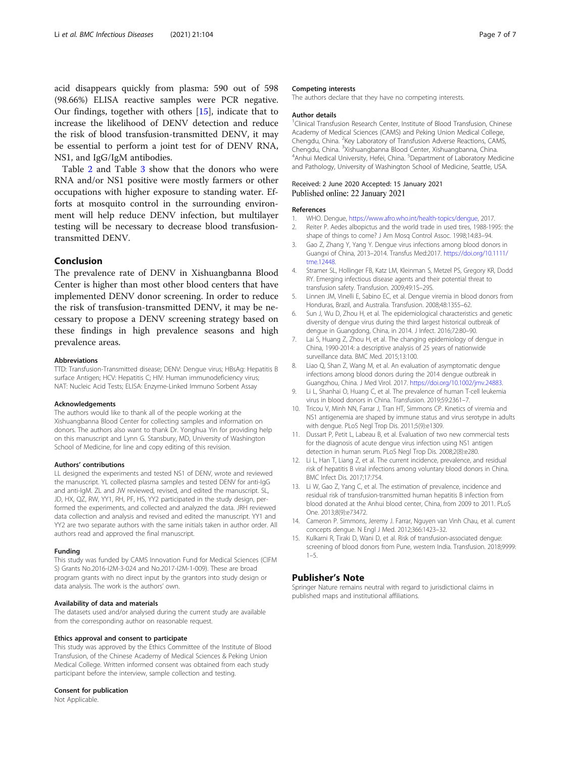acid disappears quickly from plasma: 590 out of 598 (98.66%) ELISA reactive samples were PCR negative. Our findings, together with others [15], indicate that to increase the likelihood of DENV detection and reduce the risk of blood transfusion-transmitted DENV, it may be essential to perform a joint test for of DENV RNA, NS1, and IgG/IgM antibodies.

Table 2 and Table 3 show that the donors who were RNA and/or NS1 positive were mostly farmers or other occupations with higher exposure to standing water. Efforts at mosquito control in the surrounding environment will help reduce DENV infection, but multilayer testing will be necessary to decrease blood transfusion-transmitted DENV.

## Conclusion

The prevalence rate of DENV in Xishuangbanna Blood Center is higher than most other blood centers that have implemented DENV donor screening. In order to reduce the risk of transfusion-transmitted DENV, it may be necessary to propose a DENV screening strategy based on these findings in high prevalence seasons and high prevalence areas.

#### Abbreviations

TTD: Transfusion-Transmitted disease; DENV: Dengue virus; HBsAg: Hepatitis B surface Antigen; HCV: Hepatitis C; HIV: Human immunodeficiency virus; NAT: Nucleic Acid Tests; ELISA: Enzyme-Linked Immuno Sorbent Assay

#### Acknowledgements

The authors would like to thank all of the people working at the Xishuangbanna Blood Center for collecting samples and information on donors. The authors also want to thank Dr. Yonghua Yin for providing help on this manuscript and Lynn G. Stansbury, MD, University of Washington School of Medicine, for line and copy editing of this revision.

#### Authors' contributions

LL designed the experiments and tested NS1 of DENV, wrote and reviewed the manuscript. YL collected plasma samples and tested DENV for anti-IgG and anti-IgM. ZL and JW reviewed, revised, and edited the manuscript. SL, JD, HX, QZ, RW, YY1, RH, PF, HS, YY2 participated in the study design, performed the experiments, and collected and analyzed the data. JRH reviewed data collection and analysis and revised and edited the manuscript. YY1 and YY2 are two separate authors with the same initials taken in author order. All authors read and approved the final manuscript.

#### Funding

This study was funded by CAMS Innovation Fund for Medical Sciences (CIFMS) Grants No.2016-I2M-3-024 and No.2017-I2M-1-009). These are broad program grants with no direct input by the grantors into study design or data analysis. The work is the authors' own.

#### Availability of data and materials

The datasets used and/or analysed during the current study are available from the corresponding author on reasonable request.

#### Ethics approval and consent to participate

This study was approved by the Ethics Committee of the Institute of Blood Transfusion, of the Chinese Academy of Medical Sciences & Peking Union Medical College. Written informed consent was obtained from each study participant before the interview, sample collection and testing.

#### Consent for publication

Not Applicable.

#### Competing interests

The authors declare that they have no competing interests.

#### Author details

[1]Clinical Transfusion Research Center, Institute of Blood Transfusion, Chinese Academy of Medical Sciences (CAMS) and Peking Union Medical College, Chengdu, China. [2]Key Laboratory of Transfusion Adverse Reactions, CAMS, Chengdu, China. [3]Xishuangbanna Blood Center, Xishuangbanna, China. [4]Anhui Medical University, Hefei, China. [5]Department of Laboratory Medicine and Pathology, University of Washington School of Medicine, Seattle, USA.

Received: 2 June 2020 Accepted: 15 January 2021
Published online: 22 January 2021

#### References

1. WHO. Dengue, https://www.afro.who.int/health-topics/dengue, 2017.
2. Reiter P. Aedes albopictus and the world trade in used tires, 1988-1995: the shape of things to come? J Am Mosq Control Assoc. 1998;14:83–94.
3. Gao Z, Zhang Y, Yang Y. Dengue virus infections among blood donors in Guangxi of China, 2013–2014. Transfus Med:2017. https://doi.org/10.1111/tme.12448.
4. Stramer SL, Hollinger FB, Katz LM, Kleinman S, Metzel PS, Gregory KR, Dodd RY. Emerging infectious disease agents and their potential threat to transfusion safety. Transfusion. 2009;49:1S–29S.
5. Linnen JM, Vinelli E, Sabino EC, et al. Dengue viremia in blood donors from Honduras, Brazil, and Australia. Transfusion. 2008;48:1355–62.
6. Sun J, Wu D, Zhou H, et al. The epidemiological characteristics and genetic diversity of dengue virus during the third largest historical outbreak of dengue in Guangdong, China, in 2014. J Infect. 2016;72:80–90.
7. Lai S, Huang Z, Zhou H, et al. The changing epidemiology of dengue in China, 1990-2014: a descriptive analysis of 25 years of nationwide surveillance data. BMC Med. 2015;13:100.
8. Liao Q, Shan Z, Wang M, et al. An evaluation of asymptomatic dengue infections among blood donors during the 2014 dengue outbreak in Guangzhou, China. J Med Virol. 2017. https://doi.org/10.1002/jmv.24883.
9. Li L, Shanhai O, Huang C, et al. The prevalence of human T-cell leukemia virus in blood donors in China. Transfusion. 2019;59:2361–7.
10. Tricou V, Minh NN, Farrar J, Tran HT, Simmons CP. Kinetics of viremia and NS1 antigenemia are shaped by immune status and virus serotype in adults with dengue. PLoS Negl Trop Dis. 2011;5(9):e1309.
11. Dussart P, Petit L, Labeau B, et al. Evaluation of two new commercial tests for the diagnosis of acute dengue virus infection using NS1 antigen detection in human serum. PLoS Negl Trop Dis. 2008;2(8):e280.
12. Li L, Han T, Liang Z, et al. The current incidence, prevalence, and residual risk of hepatitis B viral infections among voluntary blood donors in China. BMC Infect Dis. 2017;17:754.
13. Li W, Gao Z, Yang C, et al. The estimation of prevalence, incidence and residual risk of transfusion-transmitted human hepatitis B infection from blood donated at the Anhui blood center, China, from 2009 to 2011. PLoS One. 2013;8(9):e73472.
14. Cameron P. Simmons, Jeremy J. Farrar, Nguyen van Vinh Chau, et al. current concepts dengue. N Engl J Med. 2012;366:1423–32.
15. Kulkarni R, Tiraki D, Wani D, et al. Risk of transfusion-associated dengue: screening of blood donors from Pune, western India. Transfusion. 2018;9999:1–5.

## Publisher's Note

Springer Nature remains neutral with regard to jurisdictional claims in published maps and institutional affiliations.